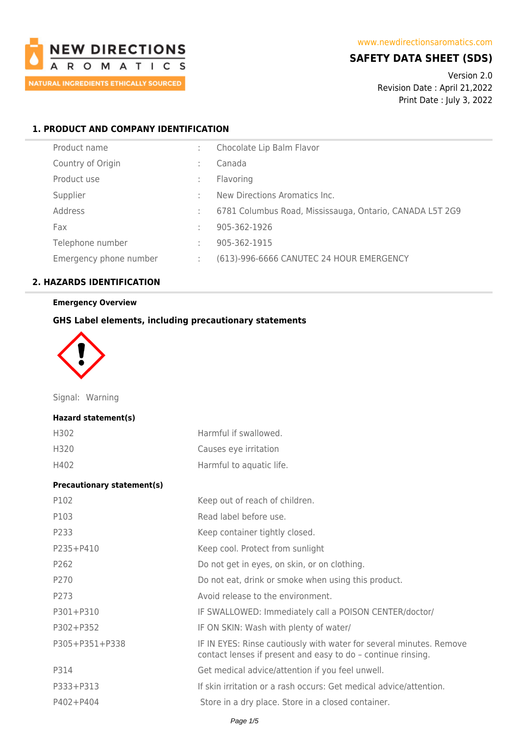NEW DIRECTIONS AROMATICS
NATURAL INGREDIENTS ETHICALLY SOURCED

www.newdirectionsaromatics.com

# SAFETY DATA SHEET (SDS)

Version 2.0
Revision Date : April 21,2022
Print Date : July 3, 2022

## 1. PRODUCT AND COMPANY IDENTIFICATION

| | | |
|---|---|---|
| Product name | : | Chocolate Lip Balm Flavor |
| Country of Origin | : | Canada |
| Product use | : | Flavoring |
| Supplier | : | New Directions Aromatics Inc. |
| Address | : | 6781 Columbus Road, Mississauga, Ontario, CANADA L5T 2G9 |
| Fax | : | 905-362-1926 |
| Telephone number | : | 905-362-1915 |
| Emergency phone number | : | (613)-996-6666 CANUTEC 24 HOUR EMERGENCY |

## 2. HAZARDS IDENTIFICATION

**Emergency Overview**

**GHS Label elements, including precautionary statements**

Signal: Warning

**Hazard statement(s)**

| | |
|---|---|
| H302 | Harmful if swallowed. |
| H320 | Causes eye irritation |
| H402 | Harmful to aquatic life. |

**Precautionary statement(s)**

| | |
|---|---|
| P102 | Keep out of reach of children. |
| P103 | Read label before use. |
| P233 | Keep container tightly closed. |
| P235+P410 | Keep cool. Protect from sunlight |
| P262 | Do not get in eyes, on skin, or on clothing. |
| P270 | Do not eat, drink or smoke when using this product. |
| P273 | Avoid release to the environment. |
| P301+P310 | IF SWALLOWED: Immediately call a POISON CENTER/doctor/ |
| P302+P352 | IF ON SKIN: Wash with plenty of water/ |
| P305+P351+P338 | IF IN EYES: Rinse cautiously with water for several minutes. Remove contact lenses if present and easy to do – continue rinsing. |
| P314 | Get medical advice/attention if you feel unwell. |
| P333+P313 | If skin irritation or a rash occurs: Get medical advice/attention. |
| P402+P404 | Store in a dry place. Store in a closed container. |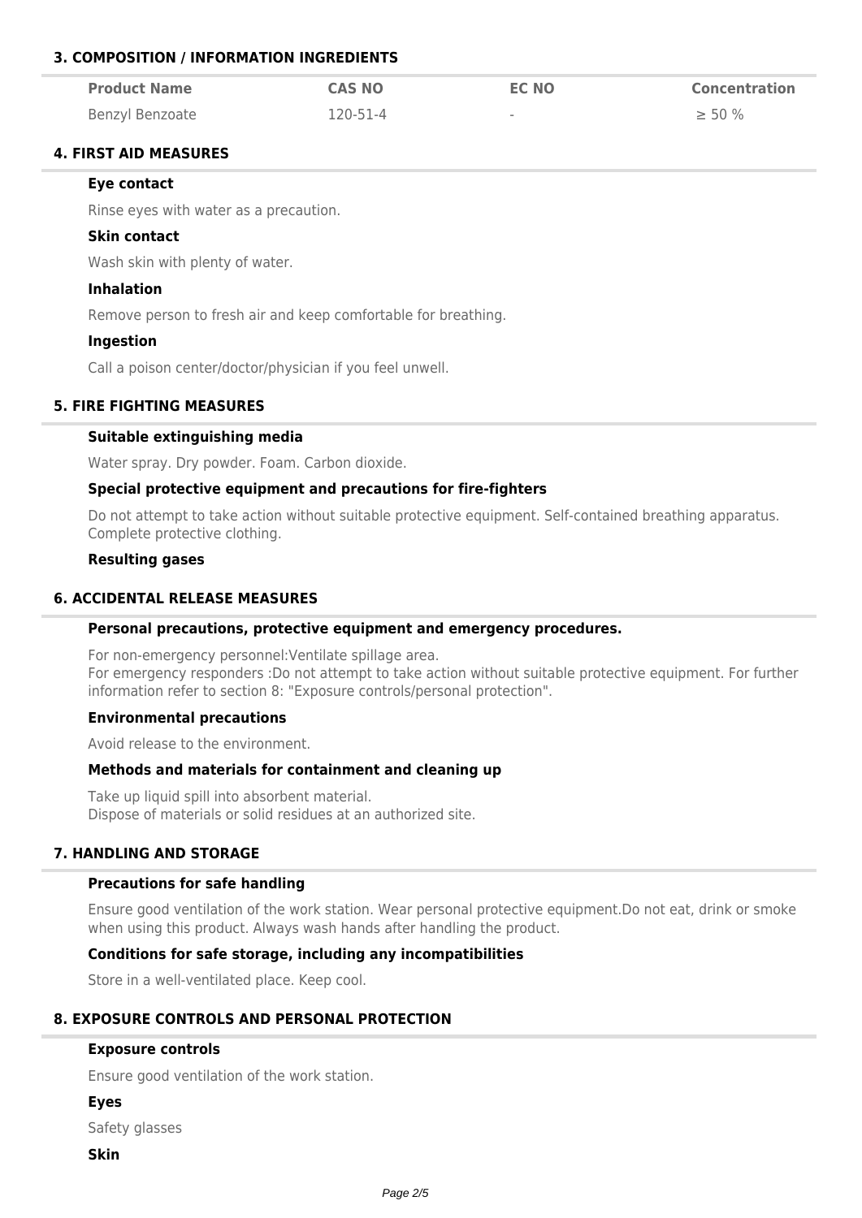## 3. COMPOSITION / INFORMATION INGREDIENTS

| Product Name | CAS NO | EC NO | Concentration |
| --- | --- | --- | --- |
| Benzyl Benzoate | 120-51-4 | - | ≥ 50 % |

## 4. FIRST AID MEASURES

### Eye contact

Rinse eyes with water as a precaution.

### Skin contact

Wash skin with plenty of water.

### Inhalation

Remove person to fresh air and keep comfortable for breathing.

### Ingestion

Call a poison center/doctor/physician if you feel unwell.

## 5. FIRE FIGHTING MEASURES

### Suitable extinguishing media

Water spray. Dry powder. Foam. Carbon dioxide.

### Special protective equipment and precautions for fire-fighters

Do not attempt to take action without suitable protective equipment. Self-contained breathing apparatus. Complete protective clothing.

### Resulting gases

## 6. ACCIDENTAL RELEASE MEASURES

### Personal precautions, protective equipment and emergency procedures.

For non-emergency personnel:Ventilate spillage area.
For emergency responders :Do not attempt to take action without suitable protective equipment. For further information refer to section 8: "Exposure controls/personal protection".

### Environmental precautions

Avoid release to the environment.

### Methods and materials for containment and cleaning up

Take up liquid spill into absorbent material.
Dispose of materials or solid residues at an authorized site.

## 7. HANDLING AND STORAGE

### Precautions for safe handling

Ensure good ventilation of the work station. Wear personal protective equipment.Do not eat, drink or smoke when using this product. Always wash hands after handling the product.

### Conditions for safe storage, including any incompatibilities

Store in a well-ventilated place. Keep cool.

## 8. EXPOSURE CONTROLS AND PERSONAL PROTECTION

### Exposure controls

Ensure good ventilation of the work station.

### Eyes

Safety glasses

### Skin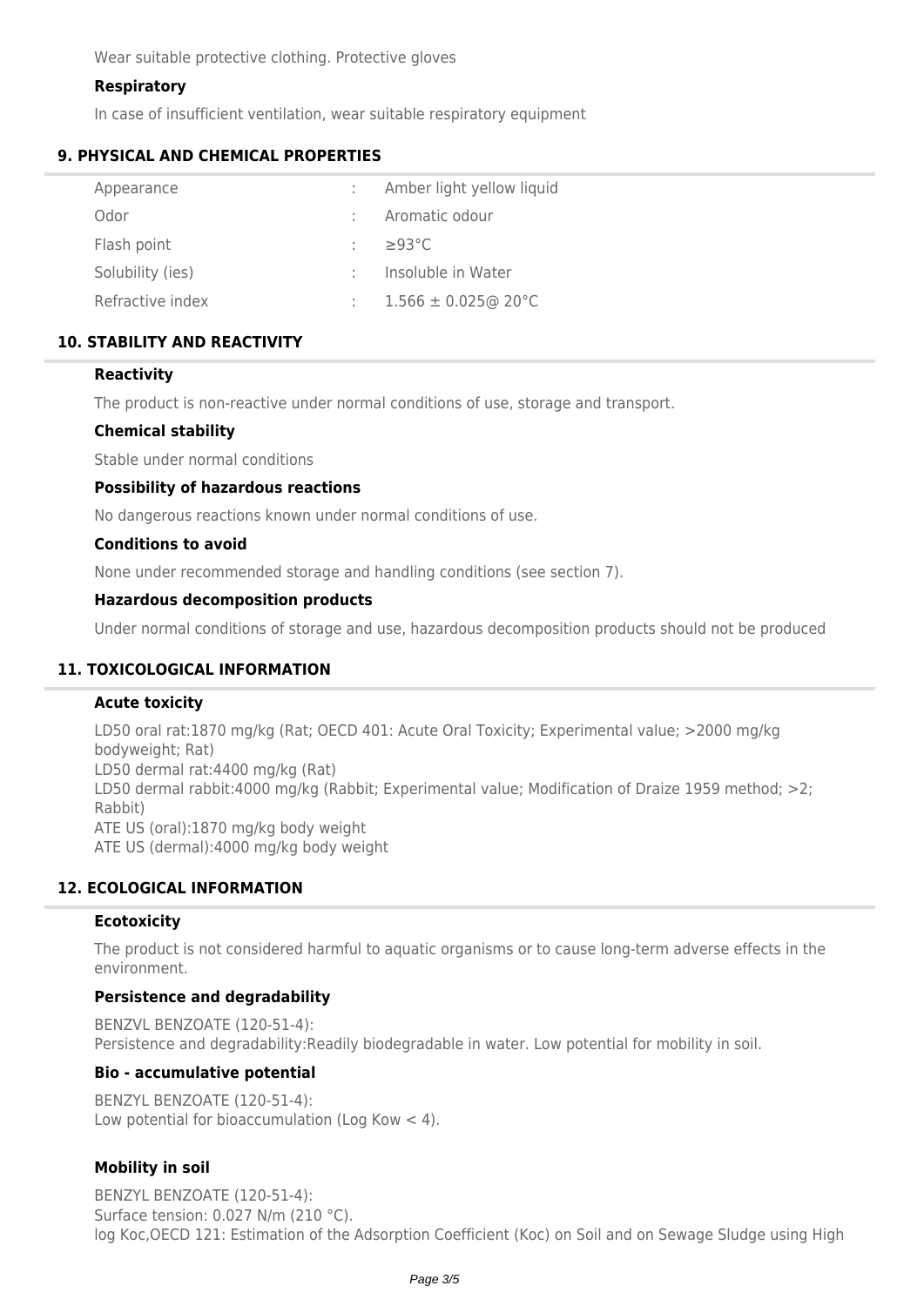Wear suitable protective clothing. Protective gloves

### Respiratory

In case of insufficient ventilation, wear suitable respiratory equipment

## 9. PHYSICAL AND CHEMICAL PROPERTIES

| | | |
|---|---|---|
| Appearance | : | Amber light yellow liquid |
| Odor | : | Aromatic odour |
| Flash point | : | ≥93°C |
| Solubility (ies) | : | Insoluble in Water |
| Refractive index | : | 1.566 ± 0.025@ 20°C |

## 10. STABILITY AND REACTIVITY

### Reactivity

The product is non-reactive under normal conditions of use, storage and transport.

### Chemical stability

Stable under normal conditions

### Possibility of hazardous reactions

No dangerous reactions known under normal conditions of use.

### Conditions to avoid

None under recommended storage and handling conditions (see section 7).

### Hazardous decomposition products

Under normal conditions of storage and use, hazardous decomposition products should not be produced

## 11. TOXICOLOGICAL INFORMATION

### Acute toxicity

LD50 oral rat:1870 mg/kg (Rat; OECD 401: Acute Oral Toxicity; Experimental value; >2000 mg/kg bodyweight; Rat)
LD50 dermal rat:4400 mg/kg (Rat)
LD50 dermal rabbit:4000 mg/kg (Rabbit; Experimental value; Modification of Draize 1959 method; >2; Rabbit)
ATE US (oral):1870 mg/kg body weight
ATE US (dermal):4000 mg/kg body weight

## 12. ECOLOGICAL INFORMATION

### Ecotoxicity

The product is not considered harmful to aquatic organisms or to cause long-term adverse effects in the environment.

### Persistence and degradability

BENZVL BENZOATE (120-51-4):
Persistence and degradability:Readily biodegradable in water. Low potential for mobility in soil.

### Bio - accumulative potential

BENZYL BENZOATE (120-51-4):
Low potential for bioaccumulation (Log Kow < 4).

### Mobility in soil

BENZYL BENZOATE (120-51-4):
Surface tension: 0.027 N/m (210 °C).
log Koc,OECD 121: Estimation of the Adsorption Coefficient (Koc) on Soil and on Sewage Sludge using High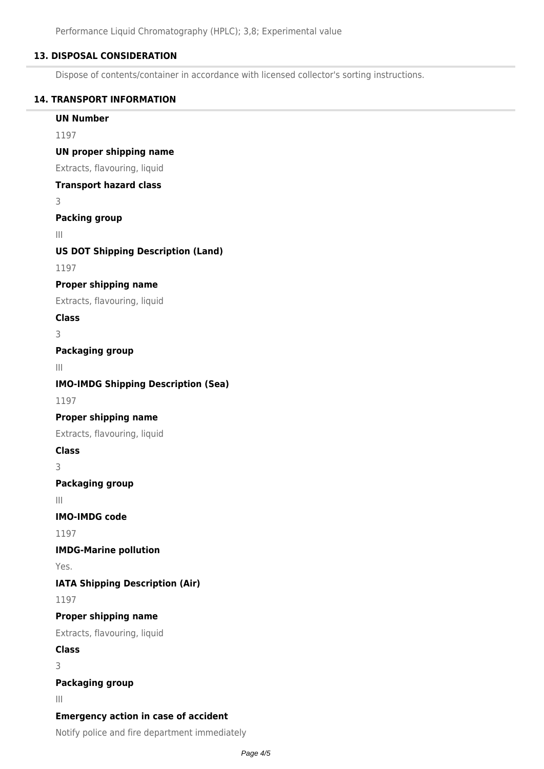Performance Liquid Chromatography (HPLC); 3,8; Experimental value

## 13. DISPOSAL CONSIDERATION

Dispose of contents/container in accordance with licensed collector's sorting instructions.

## 14. TRANSPORT INFORMATION

**UN Number**

1197

**UN proper shipping name**

Extracts, flavouring, liquid

**Transport hazard class**

3

**Packing group**

III

**US DOT Shipping Description (Land)**

1197

**Proper shipping name**

Extracts, flavouring, liquid

**Class**

3

**Packaging group**

III

**IMO-IMDG Shipping Description (Sea)**

1197

**Proper shipping name**

Extracts, flavouring, liquid

**Class**

3

**Packaging group**

III

**IMO-IMDG code**

1197

**IMDG-Marine pollution**

Yes.

**IATA Shipping Description (Air)**

1197

**Proper shipping name**

Extracts, flavouring, liquid

**Class**

3

**Packaging group**

III

**Emergency action in case of accident**

Notify police and fire department immediately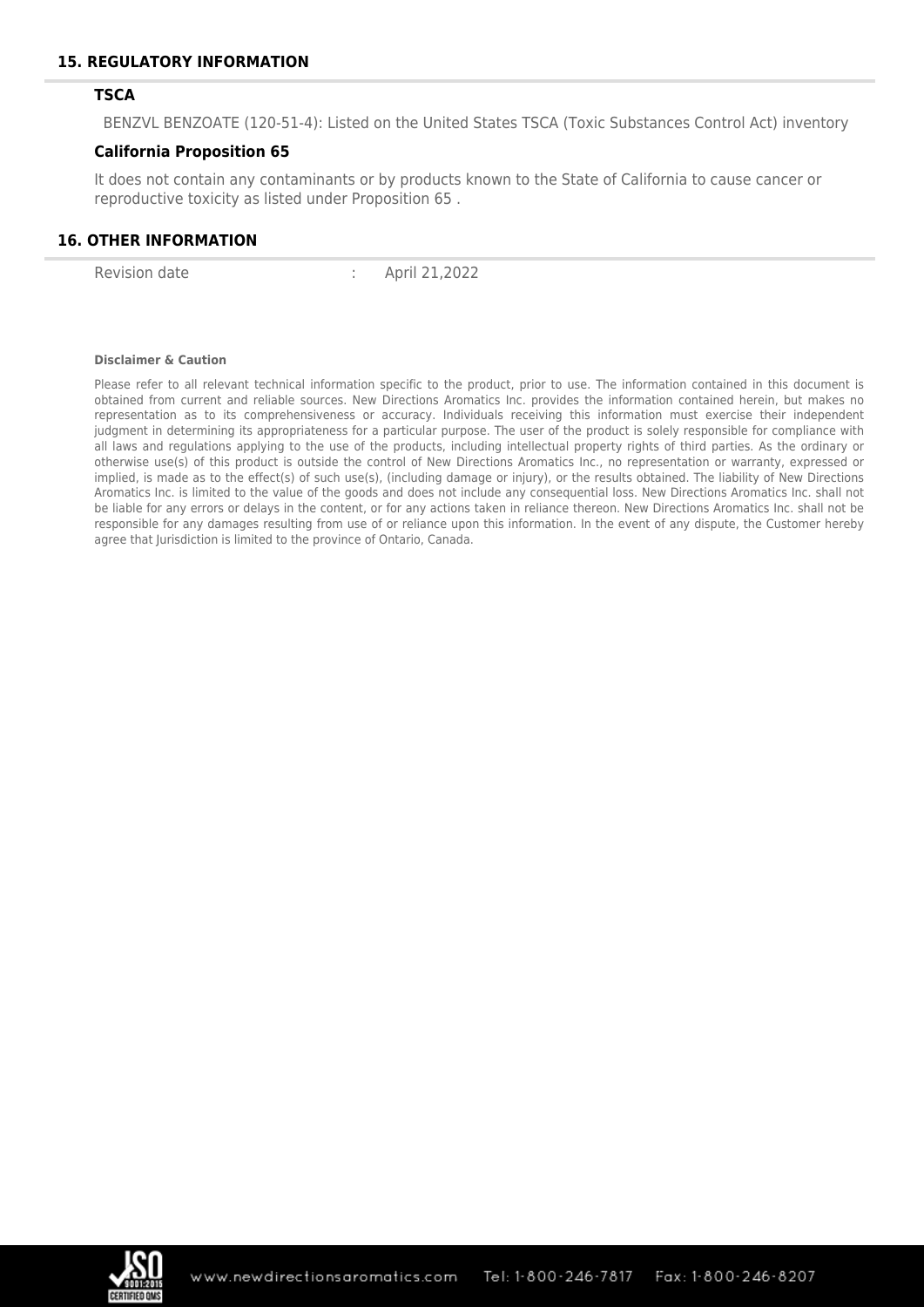## 15. REGULATORY INFORMATION

### TSCA

BENZVL BENZOATE (120-51-4): Listed on the United States TSCA (Toxic Substances Control Act) inventory

### California Proposition 65

It does not contain any contaminants or by products known to the State of California to cause cancer or reproductive toxicity as listed under Proposition 65 .

## 16. OTHER INFORMATION

Revision date : April 21,2022

**Disclaimer & Caution**

Please refer to all relevant technical information specific to the product, prior to use. The information contained in this document is obtained from current and reliable sources. New Directions Aromatics Inc. provides the information contained herein, but makes no representation as to its comprehensiveness or accuracy. Individuals receiving this information must exercise their independent judgment in determining its appropriateness for a particular purpose. The user of the product is solely responsible for compliance with all laws and regulations applying to the use of the products, including intellectual property rights of third parties. As the ordinary or otherwise use(s) of this product is outside the control of New Directions Aromatics Inc., no representation or warranty, expressed or implied, is made as to the effect(s) of such use(s), (including damage or injury), or the results obtained. The liability of New Directions Aromatics Inc. is limited to the value of the goods and does not include any consequential loss. New Directions Aromatics Inc. shall not be liable for any errors or delays in the content, or for any actions taken in reliance thereon. New Directions Aromatics Inc. shall not be responsible for any damages resulting from use of or reliance upon this information. In the event of any dispute, the Customer hereby agree that Jurisdiction is limited to the province of Ontario, Canada.